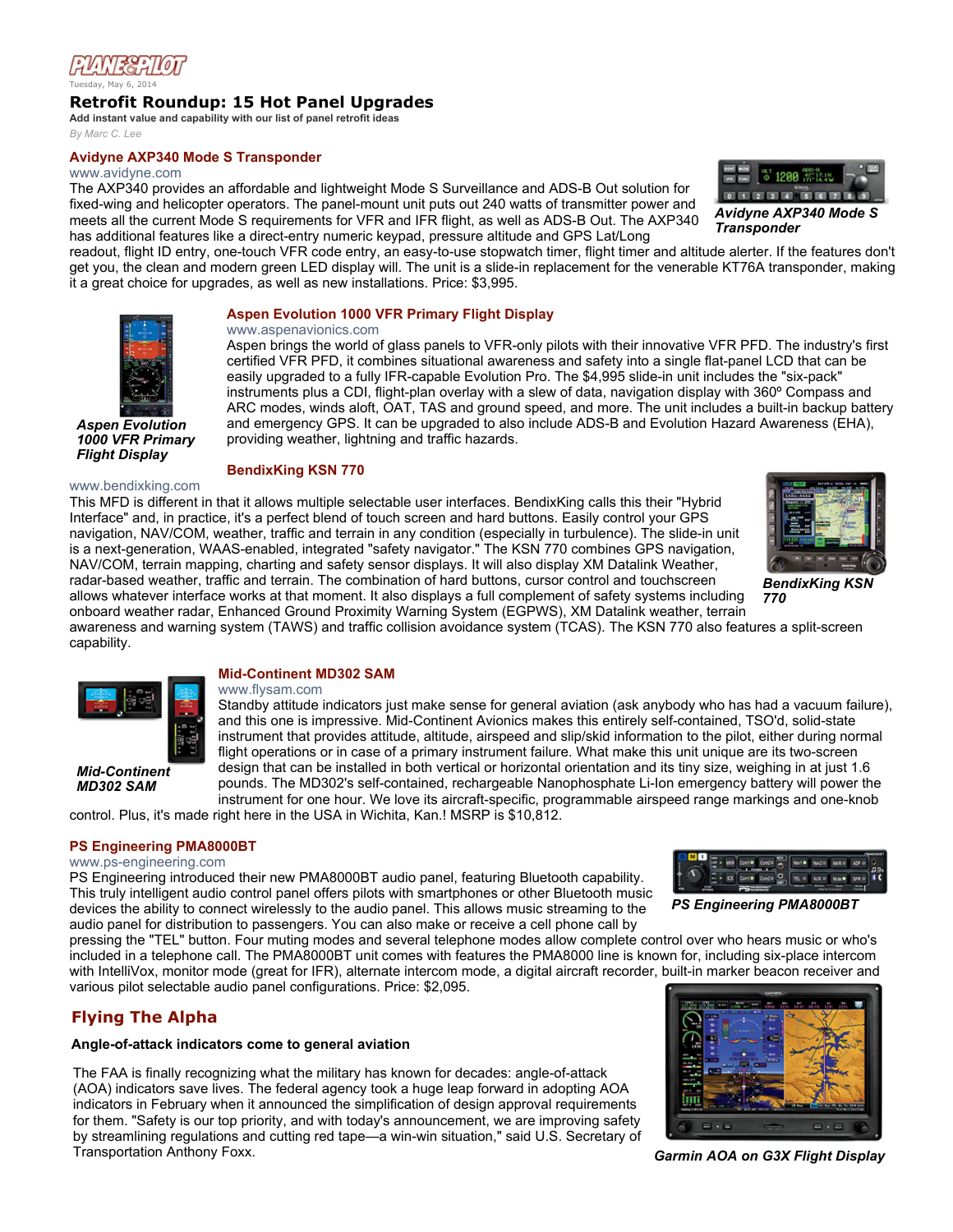PLANE&PILOT

Tuesday, May 6, 2014

# Retrofit Roundup: 15 Hot Panel Upgrades

**Add instant value and capability with our list of panel retrofit ideas**

*By Marc C. Lee*

## Avidyne AXP340 Mode S Transponder

www.avidyne.com

The AXP340 provides an affordable and lightweight Mode S Surveillance and ADS-B Out solution for fixed-wing and helicopter operators. The panel-mount unit puts out 240 watts of transmitter power and meets all the current Mode S requirements for VFR and IFR flight, as well as ADS-B Out. The AXP340 has additional features like a direct-entry numeric keypad, pressure altitude and GPS Lat/Long readout, flight ID entry, one-touch VFR code entry, an easy-to-use stopwatch timer, flight timer and altitude alerter. If the features don't get you, the clean and modern green LED display will. The unit is a slide-in replacement for the venerable KT76A transponder, making it a great choice for upgrades, as well as new installations. Price: $3,995.

***Avidyne AXP340 Mode S Transponder***

## Aspen Evolution 1000 VFR Primary Flight Display

www.aspenavionics.com

Aspen brings the world of glass panels to VFR-only pilots with their innovative VFR PFD. The industry's first certified VFR PFD, it combines situational awareness and safety into a single flat-panel LCD that can be easily upgraded to a fully IFR-capable Evolution Pro. The $4,995 slide-in unit includes the "six-pack" instruments plus a CDI, flight-plan overlay with a slew of data, navigation display with 360º Compass and ARC modes, winds aloft, OAT, TAS and ground speed, and more. The unit includes a built-in backup battery and emergency GPS. It can be upgraded to also include ADS-B and Evolution Hazard Awareness (EHA), providing weather, lightning and traffic hazards.

***Aspen Evolution 1000 VFR Primary Flight Display***

## BendixKing KSN 770

www.bendixking.com

This MFD is different in that it allows multiple selectable user interfaces. BendixKing calls this their "Hybrid Interface" and, in practice, it's a perfect blend of touch screen and hard buttons. Easily control your GPS navigation, NAV/COM, weather, traffic and terrain in any condition (especially in turbulence). The slide-in unit is a next-generation, WAAS-enabled, integrated "safety navigator." The KSN 770 combines GPS navigation, NAV/COM, terrain mapping, charting and safety sensor displays. It will also display XM Datalink Weather, radar-based weather, traffic and terrain. The combination of hard buttons, cursor control and touchscreen allows whatever interface works at that moment. It also displays a full complement of safety systems including onboard weather radar, Enhanced Ground Proximity Warning System (EGPWS), XM Datalink weather, terrain awareness and warning system (TAWS) and traffic collision avoidance system (TCAS). The KSN 770 also features a split-screen capability.

***BendixKing KSN 770***

## Mid-Continent MD302 SAM

www.flysam.com

Standby attitude indicators just make sense for general aviation (ask anybody who has had a vacuum failure), and this one is impressive. Mid-Continent Avionics makes this entirely self-contained, TSO'd, solid-state instrument that provides attitude, altitude, airspeed and slip/skid information to the pilot, either during normal flight operations or in case of a primary instrument failure. What make this unit unique are its two-screen design that can be installed in both vertical or horizontal orientation and its tiny size, weighing in at just 1.6 pounds. The MD302's self-contained, rechargeable Nanophosphate Li-Ion emergency battery will power the instrument for one hour. We love its aircraft-specific, programmable airspeed range markings and one-knob control. Plus, it's made right here in the USA in Wichita, Kan.! MSRP is $10,812.

***Mid-Continent MD302 SAM***

## PS Engineering PMA8000BT

www.ps-engineering.com

PS Engineering introduced their new PMA8000BT audio panel, featuring Bluetooth capability. This truly intelligent audio control panel offers pilots with smartphones or other Bluetooth music devices the ability to connect wirelessly to the audio panel. This allows music streaming to the audio panel for distribution to passengers. You can also make or receive a cell phone call by pressing the "TEL" button. Four muting modes and several telephone modes allow complete control over who hears music or who's included in a telephone call. The PMA8000BT unit comes with features the PMA8000 line is known for, including six-place intercom with IntelliVox, monitor mode (great for IFR), alternate intercom mode, a digital aircraft recorder, built-in marker beacon receiver and various pilot selectable audio panel configurations. Price: $2,095.

***PS Engineering PMA8000BT***

## Flying The Alpha

**Angle-of-attack indicators come to general aviation**

The FAA is finally recognizing what the military has known for decades: angle-of-attack (AOA) indicators save lives. The federal agency took a huge leap forward in adopting AOA indicators in February when it announced the simplification of design approval requirements for them. "Safety is our top priority, and with today's announcement, we are improving safety by streamlining regulations and cutting red tape—a win-win situation," said U.S. Secretary of Transportation Anthony Foxx.

***Garmin AOA on G3X Flight Display***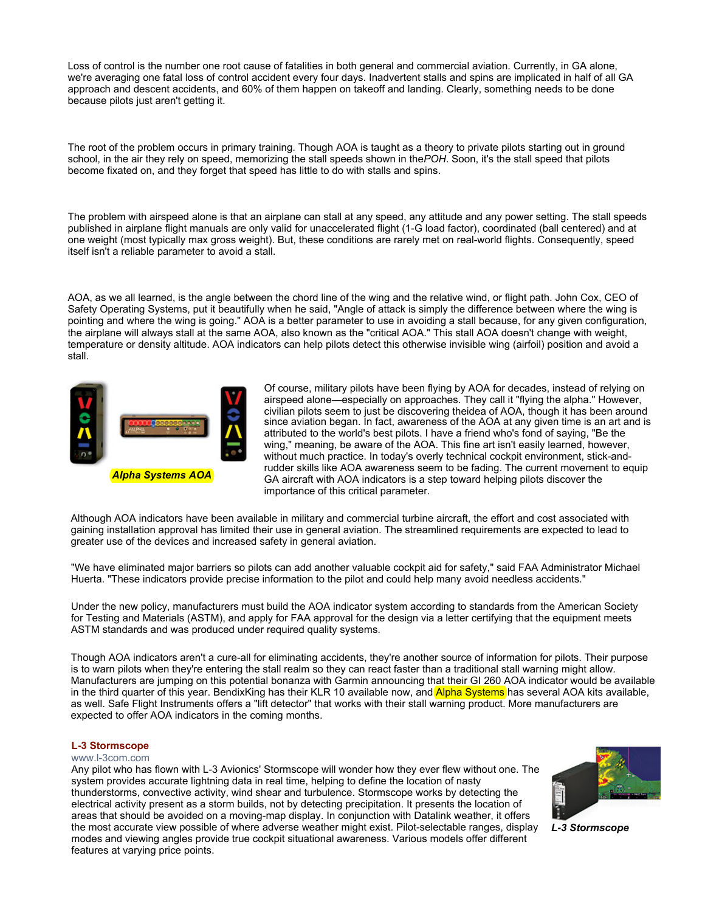Loss of control is the number one root cause of fatalities in both general and commercial aviation. Currently, in GA alone, we're averaging one fatal loss of control accident every four days. Inadvertent stalls and spins are implicated in half of all GA approach and descent accidents, and 60% of them happen on takeoff and landing. Clearly, something needs to be done because pilots just aren't getting it.

The root of the problem occurs in primary training. Though AOA is taught as a theory to private pilots starting out in ground school, in the air they rely on speed, memorizing the stall speeds shown in the*POH*. Soon, it's the stall speed that pilots become fixated on, and they forget that speed has little to do with stalls and spins.

The problem with airspeed alone is that an airplane can stall at any speed, any attitude and any power setting. The stall speeds published in airplane flight manuals are only valid for unaccelerated flight (1-G load factor), coordinated (ball centered) and at one weight (most typically max gross weight). But, these conditions are rarely met on real-world flights. Consequently, speed itself isn't a reliable parameter to avoid a stall.

AOA, as we all learned, is the angle between the chord line of the wing and the relative wind, or flight path. John Cox, CEO of Safety Operating Systems, put it beautifully when he said, "Angle of attack is simply the difference between where the wing is pointing and where the wing is going." AOA is a better parameter to use in avoiding a stall because, for any given configuration, the airplane will always stall at the same AOA, also known as the "critical AOA." This stall AOA doesn't change with weight, temperature or density altitude. AOA indicators can help pilots detect this otherwise invisible wing (airfoil) position and avoid a stall.

***Alpha Systems AOA***

Of course, military pilots have been flying by AOA for decades, instead of relying on airspeed alone—especially on approaches. They call it "flying the alpha." However, civilian pilots seem to just be discovering theidea of AOA, though it has been around since aviation began. In fact, awareness of the AOA at any given time is an art and is attributed to the world's best pilots. I have a friend who's fond of saying, "Be the wing," meaning, be aware of the AOA. This fine art isn't easily learned, however, without much practice. In today's overly technical cockpit environment, stick-and-rudder skills like AOA awareness seem to be fading. The current movement to equip GA aircraft with AOA indicators is a step toward helping pilots discover the importance of this critical parameter.

Although AOA indicators have been available in military and commercial turbine aircraft, the effort and cost associated with gaining installation approval has limited their use in general aviation. The streamlined requirements are expected to lead to greater use of the devices and increased safety in general aviation.

"We have eliminated major barriers so pilots can add another valuable cockpit aid for safety," said FAA Administrator Michael Huerta. "These indicators provide precise information to the pilot and could help many avoid needless accidents."

Under the new policy, manufacturers must build the AOA indicator system according to standards from the American Society for Testing and Materials (ASTM), and apply for FAA approval for the design via a letter certifying that the equipment meets ASTM standards and was produced under required quality systems.

Though AOA indicators aren't a cure-all for eliminating accidents, they're another source of information for pilots. Their purpose is to warn pilots when they're entering the stall realm so they can react faster than a traditional stall warning might allow. Manufacturers are jumping on this potential bonanza with Garmin announcing that their GI 260 AOA indicator would be available in the third quarter of this year. BendixKing has their KLR 10 available now, and Alpha Systems has several AOA kits available, as well. Safe Flight Instruments offers a "lift detector" that works with their stall warning product. More manufacturers are expected to offer AOA indicators in the coming months.

**L-3 Stormscope**
www.l-3com.com
Any pilot who has flown with L-3 Avionics' Stormscope will wonder how they ever flew without one. The system provides accurate lightning data in real time, helping to define the location of nasty thunderstorms, convective activity, wind shear and turbulence. Stormscope works by detecting the electrical activity present as a storm builds, not by detecting precipitation. It presents the location of areas that should be avoided on a moving-map display. In conjunction with Datalink weather, it offers the most accurate view possible of where adverse weather might exist. Pilot-selectable ranges, display modes and viewing angles provide true cockpit situational awareness. Various models offer different features at varying price points.

***L-3 Stormscope***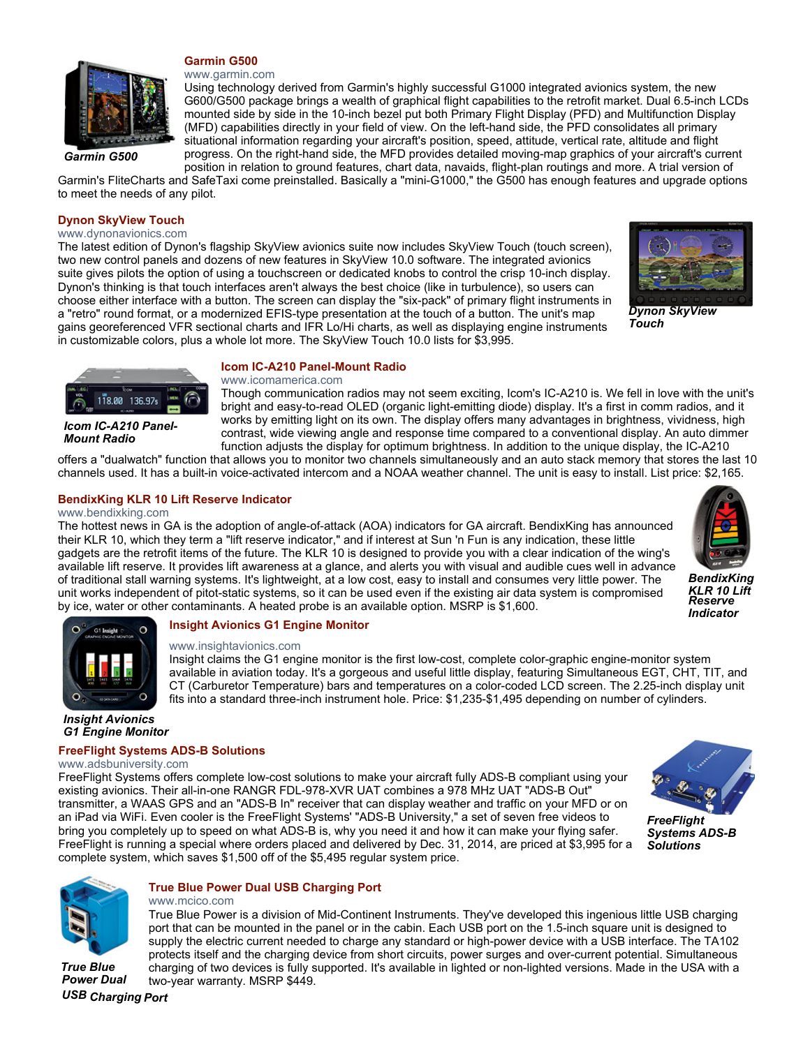## Garmin G500

www.garmin.com

Using technology derived from Garmin's highly successful G1000 integrated avionics system, the new G600/G500 package brings a wealth of graphical flight capabilities to the retrofit market. Dual 6.5-inch LCDs mounted side by side in the 10-inch bezel put both Primary Flight Display (PFD) and Multifunction Display (MFD) capabilities directly in your field of view. On the left-hand side, the PFD consolidates all primary situational information regarding your aircraft's position, speed, attitude, vertical rate, altitude and flight progress. On the right-hand side, the MFD provides detailed moving-map graphics of your aircraft's current position in relation to ground features, chart data, navaids, flight-plan routings and more. A trial version of Garmin's FliteCharts and SafeTaxi come preinstalled. Basically a "mini-G1000," the G500 has enough features and upgrade options to meet the needs of any pilot.

*Garmin G500*

## Dynon SkyView Touch

www.dynonavionics.com

The latest edition of Dynon's flagship SkyView avionics suite now includes SkyView Touch (touch screen), two new control panels and dozens of new features in SkyView 10.0 software. The integrated avionics suite gives pilots the option of using a touchscreen or dedicated knobs to control the crisp 10-inch display. Dynon's thinking is that touch interfaces aren't always the best choice (like in turbulence), so users can choose either interface with a button. The screen can display the "six-pack" of primary flight instruments in a "retro" round format, or a modernized EFIS-type presentation at the touch of a button. The unit's map gains georeferenced VFR sectional charts and IFR Lo/Hi charts, as well as displaying engine instruments in customizable colors, plus a whole lot more. The SkyView Touch 10.0 lists for $3,995.

*Dynon SkyView Touch*

## Icom IC-A210 Panel-Mount Radio

www.icomamerica.com

Though communication radios may not seem exciting, Icom's IC-A210 is. We fell in love with the unit's bright and easy-to-read OLED (organic light-emitting diode) display. It's a first in comm radios, and it works by emitting light on its own. The display offers many advantages in brightness, vividness, high contrast, wide viewing angle and response time compared to a conventional display. An auto dimmer function adjusts the display for optimum brightness. In addition to the unique display, the IC-A210 offers a "dualwatch" function that allows you to monitor two channels simultaneously and an auto stack memory that stores the last 10 channels used. It has a built-in voice-activated intercom and a NOAA weather channel. The unit is easy to install. List price: $2,165.

*Icom IC-A210 Panel-Mount Radio*

## BendixKing KLR 10 Lift Reserve Indicator

www.bendixking.com

The hottest news in GA is the adoption of angle-of-attack (AOA) indicators for GA aircraft. BendixKing has announced their KLR 10, which they term a "lift reserve indicator," and if interest at Sun 'n Fun is any indication, these little gadgets are the retrofit items of the future. The KLR 10 is designed to provide you with a clear indication of the wing's available lift reserve. It provides lift awareness at a glance, and alerts you with visual and audible cues well in advance of traditional stall warning systems. It's lightweight, at a low cost, easy to install and consumes very little power. The unit works independent of pitot-static systems, so it can be used even if the existing air data system is compromised by ice, water or other contaminants. A heated probe is an available option. MSRP is $1,600.

*BendixKing KLR 10 Lift Reserve Indicator*

## Insight Avionics G1 Engine Monitor

www.insightavionics.com

Insight claims the G1 engine monitor is the first low-cost, complete color-graphic engine-monitor system available in aviation today. It's a gorgeous and useful little display, featuring Simultaneous EGT, CHT, TIT, and CT (Carburetor Temperature) bars and temperatures on a color-coded LCD screen. The 2.25-inch display unit fits into a standard three-inch instrument hole. Price: $1,235-$1,495 depending on number of cylinders.

*Insight Avionics G1 Engine Monitor*

## FreeFlight Systems ADS-B Solutions

www.adsbuniversity.com

FreeFlight Systems offers complete low-cost solutions to make your aircraft fully ADS-B compliant using your existing avionics. Their all-in-one RANGR FDL-978-XVR UAT combines a 978 MHz UAT "ADS-B Out" transmitter, a WAAS GPS and an "ADS-B In" receiver that can display weather and traffic on your MFD or on an iPad via WiFi. Even cooler is the FreeFlight Systems' "ADS-B University," a set of seven free videos to bring you completely up to speed on what ADS-B is, why you need it and how it can make your flying safer. FreeFlight is running a special where orders placed and delivered by Dec. 31, 2014, are priced at $3,995 for a complete system, which saves $1,500 off of the $5,495 regular system price.

*FreeFlight Systems ADS-B Solutions*

## True Blue Power Dual USB Charging Port

www.mcico.com

True Blue Power is a division of Mid-Continent Instruments. They've developed this ingenious little USB charging port that can be mounted in the panel or in the cabin. Each USB port on the 1.5-inch square unit is designed to supply the electric current needed to charge any standard or high-power device with a USB interface. The TA102 protects itself and the charging device from short circuits, power surges and over-current potential. Simultaneous charging of two devices is fully supported. It's available in lighted or non-lighted versions. Made in the USA with a two-year warranty. MSRP $449.

*True Blue Power Dual USB Charging Port*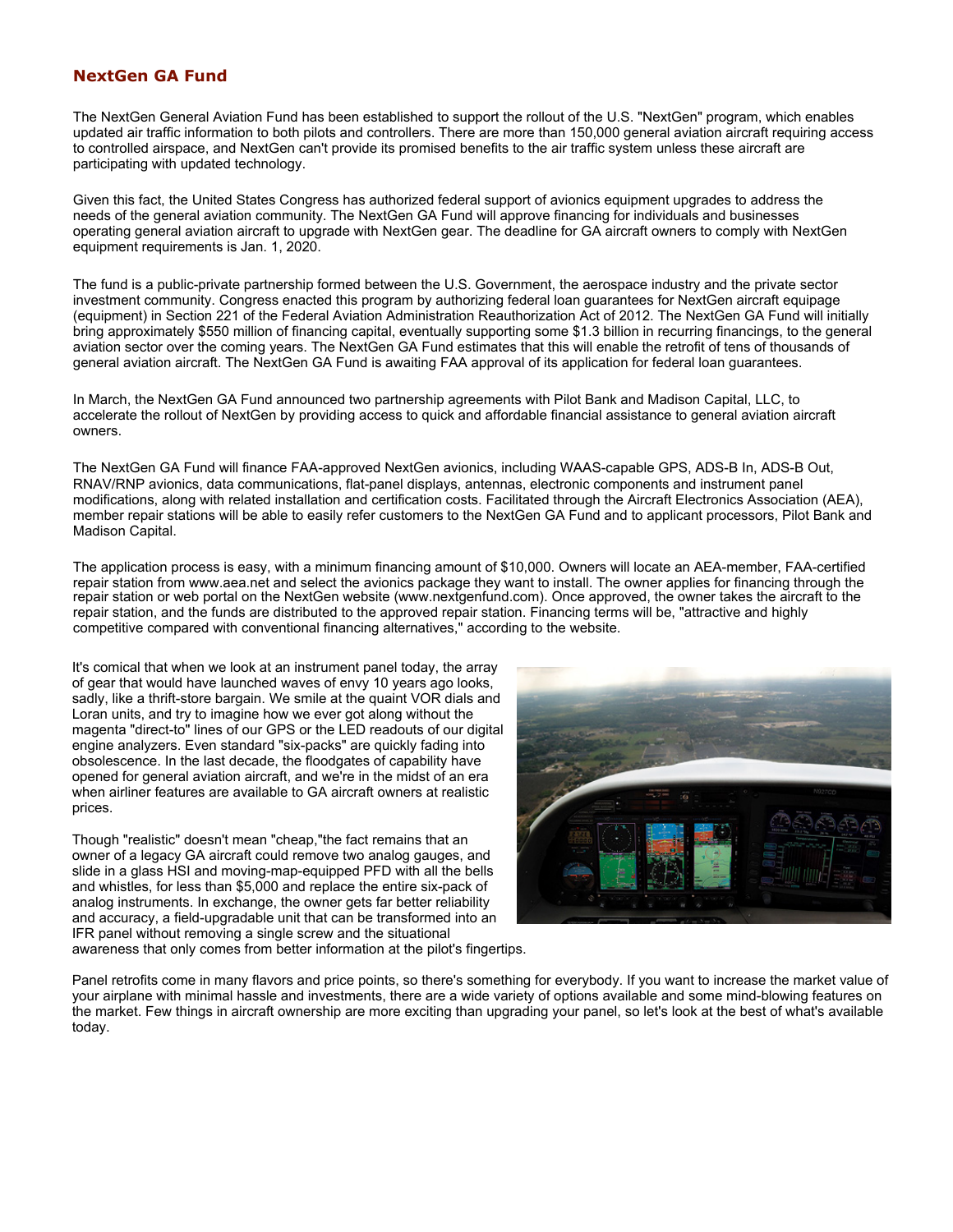## NextGen GA Fund

The NextGen General Aviation Fund has been established to support the rollout of the U.S. "NextGen" program, which enables updated air traffic information to both pilots and controllers. There are more than 150,000 general aviation aircraft requiring access to controlled airspace, and NextGen can't provide its promised benefits to the air traffic system unless these aircraft are participating with updated technology.

Given this fact, the United States Congress has authorized federal support of avionics equipment upgrades to address the needs of the general aviation community. The NextGen GA Fund will approve financing for individuals and businesses operating general aviation aircraft to upgrade with NextGen gear. The deadline for GA aircraft owners to comply with NextGen equipment requirements is Jan. 1, 2020.

The fund is a public-private partnership formed between the U.S. Government, the aerospace industry and the private sector investment community. Congress enacted this program by authorizing federal loan guarantees for NextGen aircraft equipage (equipment) in Section 221 of the Federal Aviation Administration Reauthorization Act of 2012. The NextGen GA Fund will initially bring approximately $550 million of financing capital, eventually supporting some $1.3 billion in recurring financings, to the general aviation sector over the coming years. The NextGen GA Fund estimates that this will enable the retrofit of tens of thousands of general aviation aircraft. The NextGen GA Fund is awaiting FAA approval of its application for federal loan guarantees.

In March, the NextGen GA Fund announced two partnership agreements with Pilot Bank and Madison Capital, LLC, to accelerate the rollout of NextGen by providing access to quick and affordable financial assistance to general aviation aircraft owners.

The NextGen GA Fund will finance FAA-approved NextGen avionics, including WAAS-capable GPS, ADS-B In, ADS-B Out, RNAV/RNP avionics, data communications, flat-panel displays, antennas, electronic components and instrument panel modifications, along with related installation and certification costs. Facilitated through the Aircraft Electronics Association (AEA), member repair stations will be able to easily refer customers to the NextGen GA Fund and to applicant processors, Pilot Bank and Madison Capital.

The application process is easy, with a minimum financing amount of $10,000. Owners will locate an AEA-member, FAA-certified repair station from www.aea.net and select the avionics package they want to install. The owner applies for financing through the repair station or web portal on the NextGen website (www.nextgenfund.com). Once approved, the owner takes the aircraft to the repair station, and the funds are distributed to the approved repair station. Financing terms will be, "attractive and highly competitive compared with conventional financing alternatives," according to the website.

It's comical that when we look at an instrument panel today, the array of gear that would have launched waves of envy 10 years ago looks, sadly, like a thrift-store bargain. We smile at the quaint VOR dials and Loran units, and try to imagine how we ever got along without the magenta "direct-to" lines of our GPS or the LED readouts of our digital engine analyzers. Even standard "six-packs" are quickly fading into obsolescence. In the last decade, the floodgates of capability have opened for general aviation aircraft, and we're in the midst of an era when airliner features are available to GA aircraft owners at realistic prices.

Though "realistic" doesn't mean "cheap,"the fact remains that an owner of a legacy GA aircraft could remove two analog gauges, and slide in a glass HSI and moving-map-equipped PFD with all the bells and whistles, for less than $5,000 and replace the entire six-pack of analog instruments. In exchange, the owner gets far better reliability and accuracy, a field-upgradable unit that can be transformed into an IFR panel without removing a single screw and the situational awareness that only comes from better information at the pilot's fingertips.

Panel retrofits come in many flavors and price points, so there's something for everybody. If you want to increase the market value of your airplane with minimal hassle and investments, there are a wide variety of options available and some mind-blowing features on the market. Few things in aircraft ownership are more exciting than upgrading your panel, so let's look at the best of what's available today.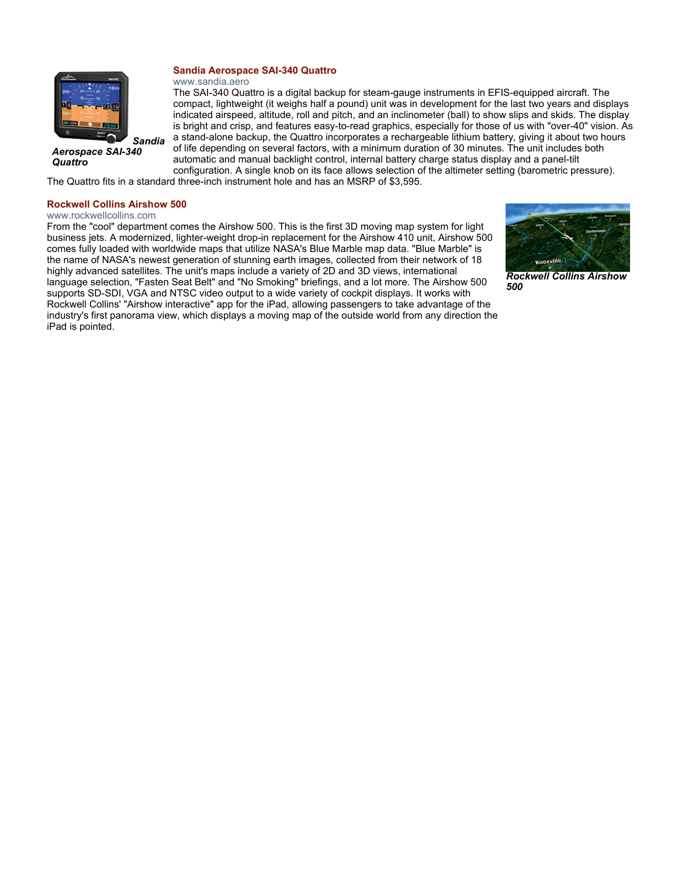### Sandia Aerospace SAI-340 Quattro

www.sandia.aero

The SAI-340 Quattro is a digital backup for steam-gauge instruments in EFIS-equipped aircraft. The compact, lightweight (it weighs half a pound) unit was in development for the last two years and displays indicated airspeed, altitude, roll and pitch, and an inclinometer (ball) to show slips and skids. The display is bright and crisp, and features easy-to-read graphics, especially for those of us with "over-40" vision. As a stand-alone backup, the Quattro incorporates a rechargeable lithium battery, giving it about two hours of life depending on several factors, with a minimum duration of 30 minutes. The unit includes both automatic and manual backlight control, internal battery charge status display and a panel-tilt configuration. A single knob on its face allows selection of the altimeter setting (barometric pressure). The Quattro fits in a standard three-inch instrument hole and has an MSRP of $3,595.

***Sandia Aerospace SAI-340 Quattro***

### Rockwell Collins Airshow 500

www.rockwellcollins.com

From the "cool" department comes the Airshow 500. This is the first 3D moving map system for light business jets. A modernized, lighter-weight drop-in replacement for the Airshow 410 unit, Airshow 500 comes fully loaded with worldwide maps that utilize NASA's Blue Marble map data. "Blue Marble" is the name of NASA's newest generation of stunning earth images, collected from their network of 18 highly advanced satellites. The unit's maps include a variety of 2D and 3D views, international language selection, "Fasten Seat Belt" and "No Smoking" briefings, and a lot more. The Airshow 500 supports SD-SDI, VGA and NTSC video output to a wide variety of cockpit displays. It works with Rockwell Collins' "Airshow interactive" app for the iPad, allowing passengers to take advantage of the industry's first panorama view, which displays a moving map of the outside world from any direction the iPad is pointed.

***Rockwell Collins Airshow 500***